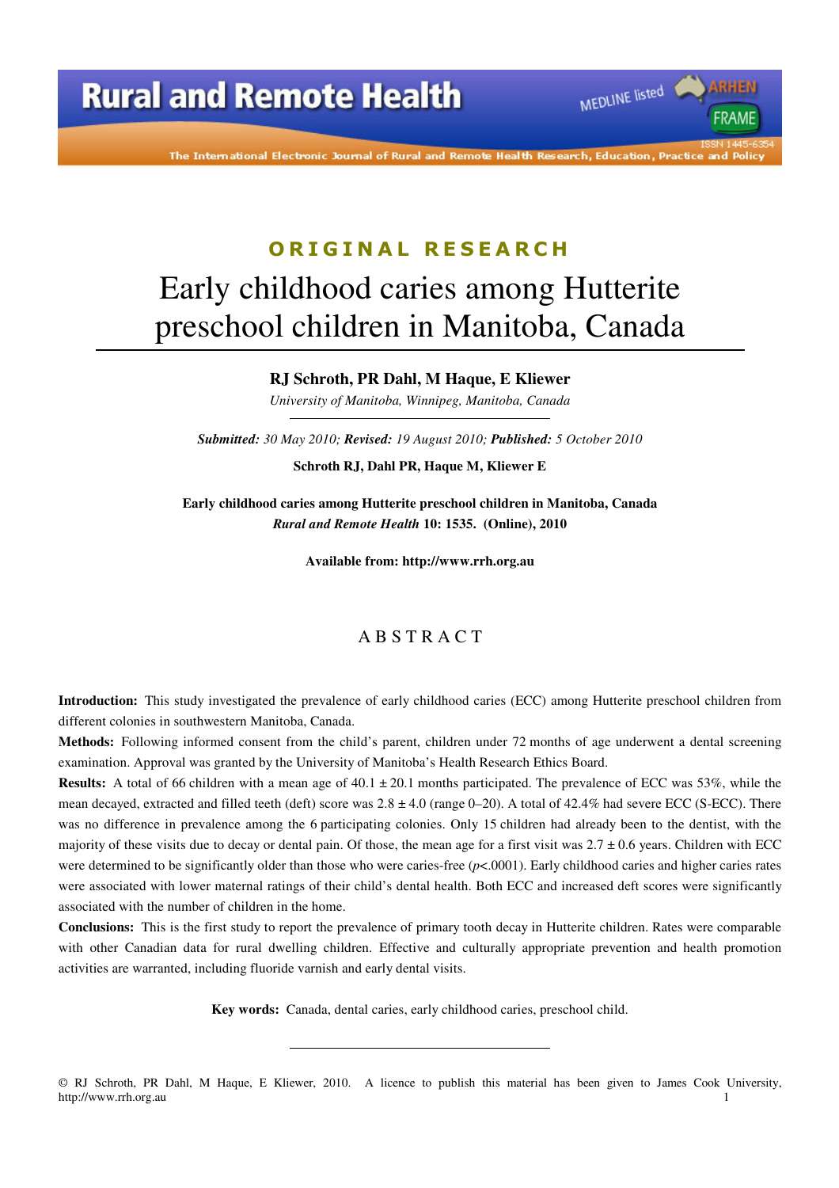ORIGINAL RESEARCH

# Early childhood caries among Hutterite preschool children in Manitoba, Canada

**RJ Schroth, PR Dahl, M Haque, E Kliewer**

*University of Manitoba, Winnipeg, Manitoba, Canada*

***Submitted:*** *30 May 2010;* ***Revised:*** *19 August 2010;* ***Published:*** *5 October 2010*

**Schroth RJ, Dahl PR, Haque M, Kliewer E**

**Early childhood caries among Hutterite preschool children in Manitoba, Canada**
***Rural and Remote Health*** **10: 1535. (Online), 2010**

**Available from: http://www.rrh.org.au**

## ABSTRACT

**Introduction:** This study investigated the prevalence of early childhood caries (ECC) among Hutterite preschool children from different colonies in southwestern Manitoba, Canada.

**Methods:** Following informed consent from the child's parent, children under 72 months of age underwent a dental screening examination. Approval was granted by the University of Manitoba's Health Research Ethics Board.

**Results:** A total of 66 children with a mean age of 40.1 ± 20.1 months participated. The prevalence of ECC was 53%, while the mean decayed, extracted and filled teeth (deft) score was 2.8 ± 4.0 (range 0–20). A total of 42.4% had severe ECC (S-ECC). There was no difference in prevalence among the 6 participating colonies. Only 15 children had already been to the dentist, with the majority of these visits due to decay or dental pain. Of those, the mean age for a first visit was 2.7 ± 0.6 years. Children with ECC were determined to be significantly older than those who were caries-free ($p$<.0001). Early childhood caries and higher caries rates were associated with lower maternal ratings of their child's dental health. Both ECC and increased deft scores were significantly associated with the number of children in the home.

**Conclusions:** This is the first study to report the prevalence of primary tooth decay in Hutterite children. Rates were comparable with other Canadian data for rural dwelling children. Effective and culturally appropriate prevention and health promotion activities are warranted, including fluoride varnish and early dental visits.

**Key words:** Canada, dental caries, early childhood caries, preschool child.

© RJ Schroth, PR Dahl, M Haque, E Kliewer, 2010. A licence to publish this material has been given to James Cook University, http://www.rrh.org.au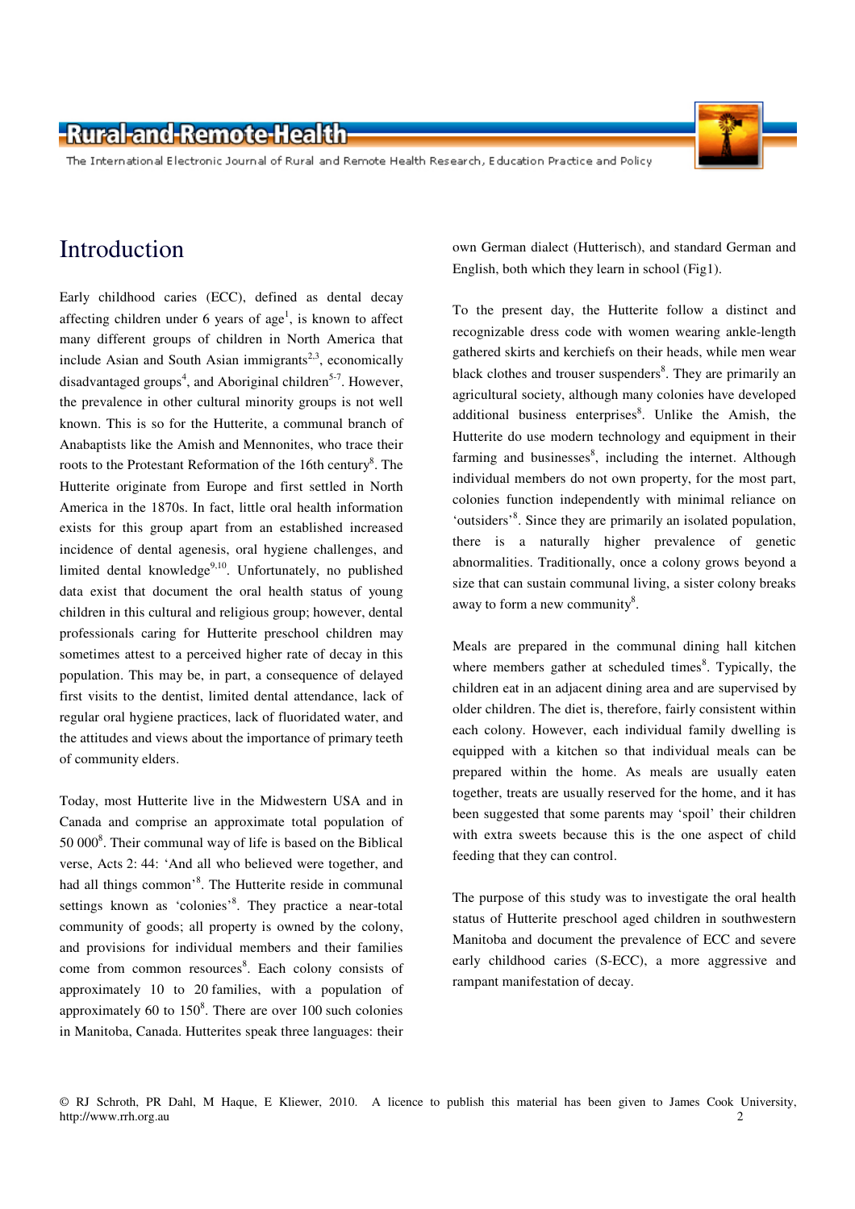# Introduction

Early childhood caries (ECC), defined as dental decay affecting children under 6 years of age[1], is known to affect many different groups of children in North America that include Asian and South Asian immigrants[2,3], economically disadvantaged groups[4], and Aboriginal children[5-7]. However, the prevalence in other cultural minority groups is not well known. This is so for the Hutterite, a communal branch of Anabaptists like the Amish and Mennonites, who trace their roots to the Protestant Reformation of the 16th century[8]. The Hutterite originate from Europe and first settled in North America in the 1870s. In fact, little oral health information exists for this group apart from an established increased incidence of dental agenesis, oral hygiene challenges, and limited dental knowledge[9,10]. Unfortunately, no published data exist that document the oral health status of young children in this cultural and religious group; however, dental professionals caring for Hutterite preschool children may sometimes attest to a perceived higher rate of decay in this population. This may be, in part, a consequence of delayed first visits to the dentist, limited dental attendance, lack of regular oral hygiene practices, lack of fluoridated water, and the attitudes and views about the importance of primary teeth of community elders.

Today, most Hutterite live in the Midwestern USA and in Canada and comprise an approximate total population of 50 000[8]. Their communal way of life is based on the Biblical verse, Acts 2: 44: 'And all who believed were together, and had all things common'[8]. The Hutterite reside in communal settings known as 'colonies'[8]. They practice a near-total community of goods; all property is owned by the colony, and provisions for individual members and their families come from common resources[8]. Each colony consists of approximately 10 to 20 families, with a population of approximately 60 to 150[8]. There are over 100 such colonies in Manitoba, Canada. Hutterites speak three languages: their own German dialect (Hutterisch), and standard German and English, both which they learn in school (Fig1).

To the present day, the Hutterite follow a distinct and recognizable dress code with women wearing ankle-length gathered skirts and kerchiefs on their heads, while men wear black clothes and trouser suspenders[8]. They are primarily an agricultural society, although many colonies have developed additional business enterprises[8]. Unlike the Amish, the Hutterite do use modern technology and equipment in their farming and businesses[8], including the internet. Although individual members do not own property, for the most part, colonies function independently with minimal reliance on 'outsiders'[8]. Since they are primarily an isolated population, there is a naturally higher prevalence of genetic abnormalities. Traditionally, once a colony grows beyond a size that can sustain communal living, a sister colony breaks away to form a new community[8].

Meals are prepared in the communal dining hall kitchen where members gather at scheduled times[8]. Typically, the children eat in an adjacent dining area and are supervised by older children. The diet is, therefore, fairly consistent within each colony. However, each individual family dwelling is equipped with a kitchen so that individual meals can be prepared within the home. As meals are usually eaten together, treats are usually reserved for the home, and it has been suggested that some parents may 'spoil' their children with extra sweets because this is the one aspect of child feeding that they can control.

The purpose of this study was to investigate the oral health status of Hutterite preschool aged children in southwestern Manitoba and document the prevalence of ECC and severe early childhood caries (S-ECC), a more aggressive and rampant manifestation of decay.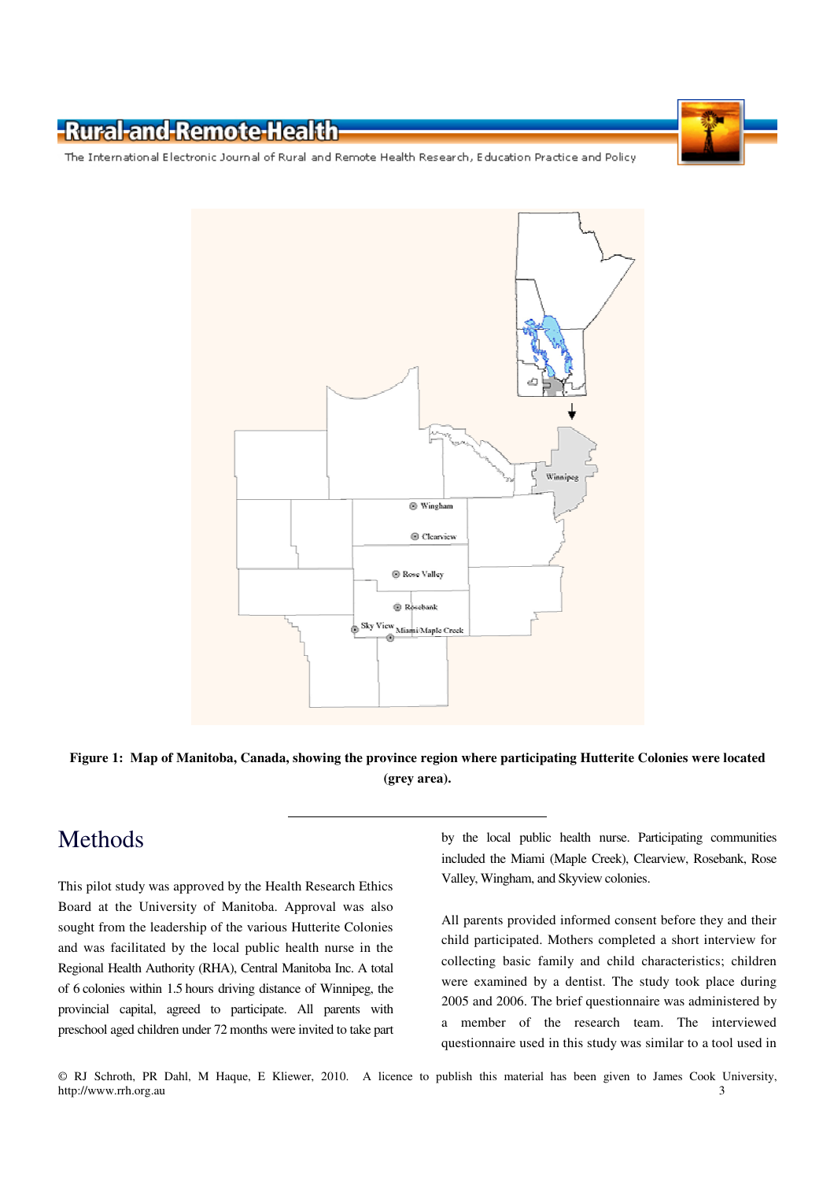**Figure 1: Map of Manitoba, Canada, showing the province region where participating Hutterite Colonies were located (grey area).**

# Methods

This pilot study was approved by the Health Research Ethics Board at the University of Manitoba. Approval was also sought from the leadership of the various Hutterite Colonies and was facilitated by the local public health nurse in the Regional Health Authority (RHA), Central Manitoba Inc. A total of 6 colonies within 1.5 hours driving distance of Winnipeg, the provincial capital, agreed to participate. All parents with preschool aged children under 72 months were invited to take part by the local public health nurse. Participating communities included the Miami (Maple Creek), Clearview, Rosebank, Rose Valley, Wingham, and Skyview colonies.

All parents provided informed consent before they and their child participated. Mothers completed a short interview for collecting basic family and child characteristics; children were examined by a dentist. The study took place during 2005 and 2006. The brief questionnaire was administered by a member of the research team. The interviewed questionnaire used in this study was similar to a tool used in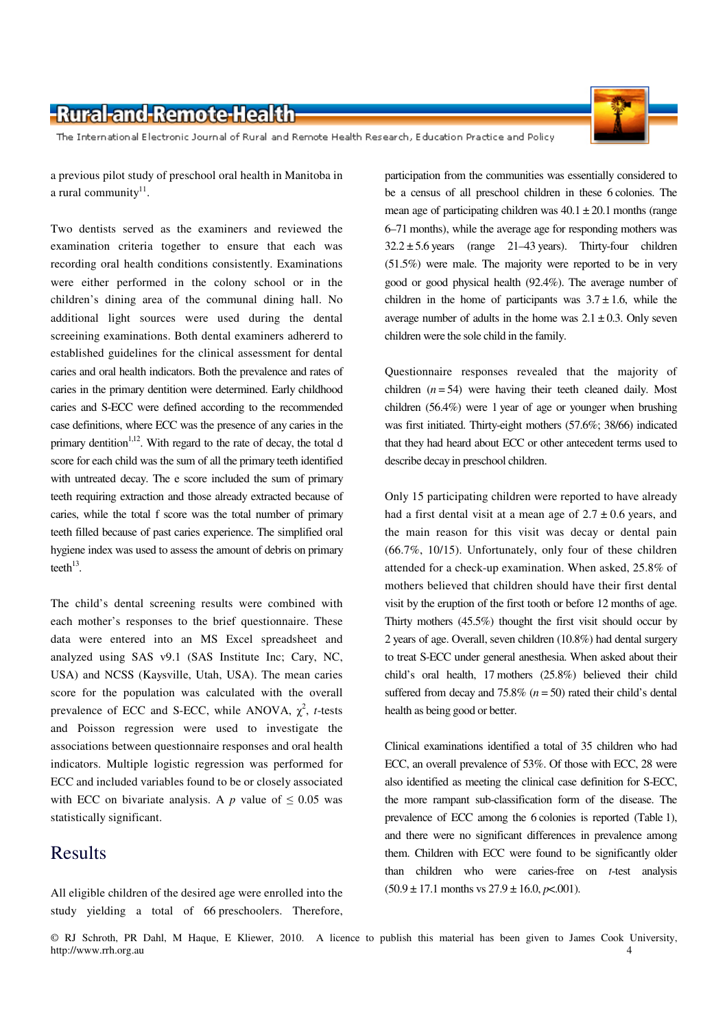a previous pilot study of preschool oral health in Manitoba in a rural community[11].

Two dentists served as the examiners and reviewed the examination criteria together to ensure that each was recording oral health conditions consistently. Examinations were either performed in the colony school or in the children's dining area of the communal dining hall. No additional light sources were used during the dental screeining examinations. Both dental examiners adhererd to established guidelines for the clinical assessment for dental caries and oral health indicators. Both the prevalence and rates of caries in the primary dentition were determined. Early childhood caries and S-ECC were defined according to the recommended case definitions, where ECC was the presence of any caries in the primary dentition[1,12]. With regard to the rate of decay, the total d score for each child was the sum of all the primary teeth identified with untreated decay. The e score included the sum of primary teeth requiring extraction and those already extracted because of caries, while the total f score was the total number of primary teeth filled because of past caries experience. The simplified oral hygiene index was used to assess the amount of debris on primary teeth[13].

The child's dental screening results were combined with each mother's responses to the brief questionnaire. These data were entered into an MS Excel spreadsheet and analyzed using SAS v9.1 (SAS Institute Inc; Cary, NC, USA) and NCSS (Kaysville, Utah, USA). The mean caries score for the population was calculated with the overall prevalence of ECC and S-ECC, while ANOVA, $\chi^2$, *t*-tests and Poisson regression were used to investigate the associations between questionnaire responses and oral health indicators. Multiple logistic regression was performed for ECC and included variables found to be or closely associated with ECC on bivariate analysis. A $p$ value of $\leq 0.05$ was statistically significant.

## Results

All eligible children of the desired age were enrolled into the study yielding a total of 66 preschoolers. Therefore, participation from the communities was essentially considered to be a census of all preschool children in these 6 colonies. The mean age of participating children was $40.1 \pm 20.1$ months (range 6–71 months), while the average age for responding mothers was $32.2 \pm 5.6$ years (range 21–43 years). Thirty-four children (51.5%) were male. The majority were reported to be in very good or good physical health (92.4%). The average number of children in the home of participants was $3.7 \pm 1.6$, while the average number of adults in the home was $2.1 \pm 0.3$. Only seven children were the sole child in the family.

Questionnaire responses revealed that the majority of children ($n = 54$) were having their teeth cleaned daily. Most children (56.4%) were 1 year of age or younger when brushing was first initiated. Thirty-eight mothers (57.6%; 38/66) indicated that they had heard about ECC or other antecedent terms used to describe decay in preschool children.

Only 15 participating children were reported to have already had a first dental visit at a mean age of $2.7 \pm 0.6$ years, and the main reason for this visit was decay or dental pain (66.7%, 10/15). Unfortunately, only four of these children attended for a check-up examination. When asked, 25.8% of mothers believed that children should have their first dental visit by the eruption of the first tooth or before 12 months of age. Thirty mothers (45.5%) thought the first visit should occur by 2 years of age. Overall, seven children (10.8%) had dental surgery to treat S-ECC under general anesthesia. When asked about their child's oral health, 17 mothers (25.8%) believed their child suffered from decay and 75.8% ($n = 50$) rated their child's dental health as being good or better.

Clinical examinations identified a total of 35 children who had ECC, an overall prevalence of 53%. Of those with ECC, 28 were also identified as meeting the clinical case definition for S-ECC, the more rampant sub-classification form of the disease. The prevalence of ECC among the 6 colonies is reported (Table 1), and there were no significant differences in prevalence among them. Children with ECC were found to be significantly older than children who were caries-free on *t*-test analysis ($50.9 \pm 17.1$ months vs $27.9 \pm 16.0$, $p < .001$).

© RJ Schroth, PR Dahl, M Haque, E Kliewer, 2010. A licence to publish this material has been given to James Cook University, http://www.rrh.org.au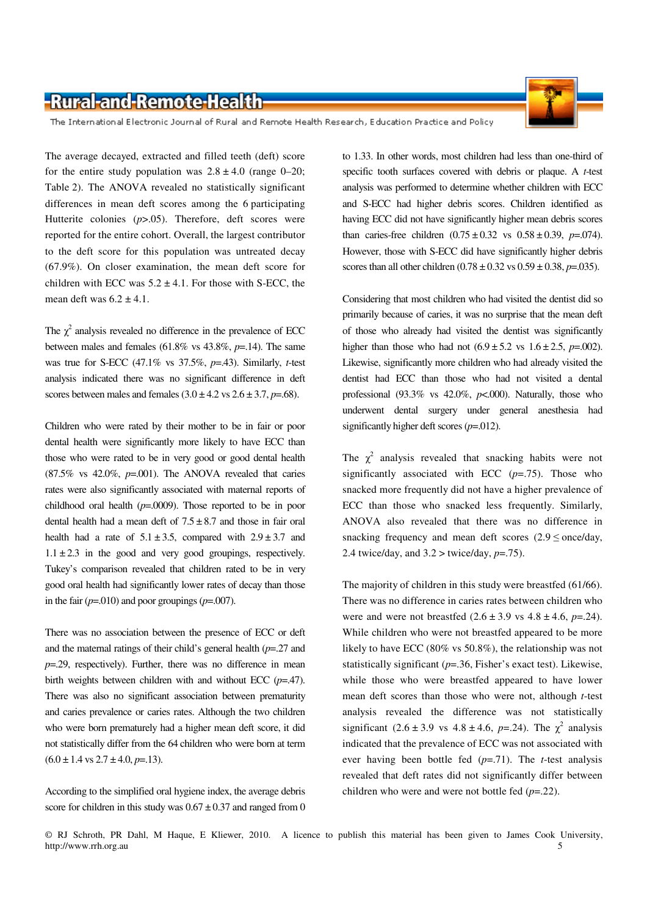The average decayed, extracted and filled teeth (deft) score for the entire study population was $2.8 \pm 4.0$ (range 0–20; Table 2). The ANOVA revealed no statistically significant differences in mean deft scores among the 6 participating Hutterite colonies ($p>.05$). Therefore, deft scores were reported for the entire cohort. Overall, the largest contributor to the deft score for this population was untreated decay (67.9%). On closer examination, the mean deft score for children with ECC was $5.2 \pm 4.1$. For those with S-ECC, the mean deft was $6.2 \pm 4.1$.

The $\chi^2$ analysis revealed no difference in the prevalence of ECC between males and females (61.8% vs 43.8%, $p=.14$). The same was true for S-ECC (47.1% vs 37.5%, $p=.43$). Similarly, *t*-test analysis indicated there was no significant difference in deft scores between males and females ($3.0 \pm 4.2$ vs $2.6 \pm 3.7$, $p=.68$).

Children who were rated by their mother to be in fair or poor dental health were significantly more likely to have ECC than those who were rated to be in very good or good dental health (87.5% vs 42.0%, $p=.001$). The ANOVA revealed that caries rates were also significantly associated with maternal reports of childhood oral health ($p=.0009$). Those reported to be in poor dental health had a mean deft of $7.5 \pm 8.7$ and those in fair oral health had a rate of $5.1 \pm 3.5$, compared with $2.9 \pm 3.7$ and $1.1 \pm 2.3$ in the good and very good groupings, respectively. Tukey's comparison revealed that children rated to be in very good oral health had significantly lower rates of decay than those in the fair ($p=.010$) and poor groupings ($p=.007$).

There was no association between the presence of ECC or deft and the maternal ratings of their child's general health ($p=.27$ and $p=.29$, respectively). Further, there was no difference in mean birth weights between children with and without ECC ($p=.47$). There was also no significant association between prematurity and caries prevalence or caries rates. Although the two children who were born prematurely had a higher mean deft score, it did not statistically differ from the 64 children who were born at term ($6.0 \pm 1.4$ vs $2.7 \pm 4.0$, $p=.13$).

According to the simplified oral hygiene index, the average debris score for children in this study was $0.67 \pm 0.37$ and ranged from 0 to 1.33. In other words, most children had less than one-third of specific tooth surfaces covered with debris or plaque. A *t*-test analysis was performed to determine whether children with ECC and S-ECC had higher debris scores. Children identified as having ECC did not have significantly higher mean debris scores than caries-free children ($0.75 \pm 0.32$ vs $0.58 \pm 0.39$, $p=.074$). However, those with S-ECC did have significantly higher debris scores than all other children ($0.78 \pm 0.32$ vs $0.59 \pm 0.38$, $p=.035$).

Considering that most children who had visited the dentist did so primarily because of caries, it was no surprise that the mean deft of those who already had visited the dentist was significantly higher than those who had not ($6.9 \pm 5.2$ vs $1.6 \pm 2.5$, $p=.002$). Likewise, significantly more children who had already visited the dentist had ECC than those who had not visited a dental professional (93.3% vs 42.0%, $p<.000$). Naturally, those who underwent dental surgery under general anesthesia had significantly higher deft scores ($p=.012$).

The $\chi^2$ analysis revealed that snacking habits were not significantly associated with ECC ($p=.75$). Those who snacked more frequently did not have a higher prevalence of ECC than those who snacked less frequently. Similarly, ANOVA also revealed that there was no difference in snacking frequency and mean deft scores (2.9 ≤ once/day, 2.4 twice/day, and 3.2 > twice/day, $p=.75$).

The majority of children in this study were breastfed (61/66). There was no difference in caries rates between children who were and were not breastfed ($2.6 \pm 3.9$ vs $4.8 \pm 4.6$, $p=.24$). While children who were not breastfed appeared to be more likely to have ECC (80% vs 50.8%), the relationship was not statistically significant ($p=.36$, Fisher's exact test). Likewise, while those who were breastfed appeared to have lower mean deft scores than those who were not, although *t*-test analysis revealed the difference was not statistically significant ($2.6 \pm 3.9$ vs $4.8 \pm 4.6$, $p=.24$). The $\chi^2$ analysis indicated that the prevalence of ECC was not associated with ever having been bottle fed ($p=.71$). The *t*-test analysis revealed that deft rates did not significantly differ between children who were and were not bottle fed ($p=.22$).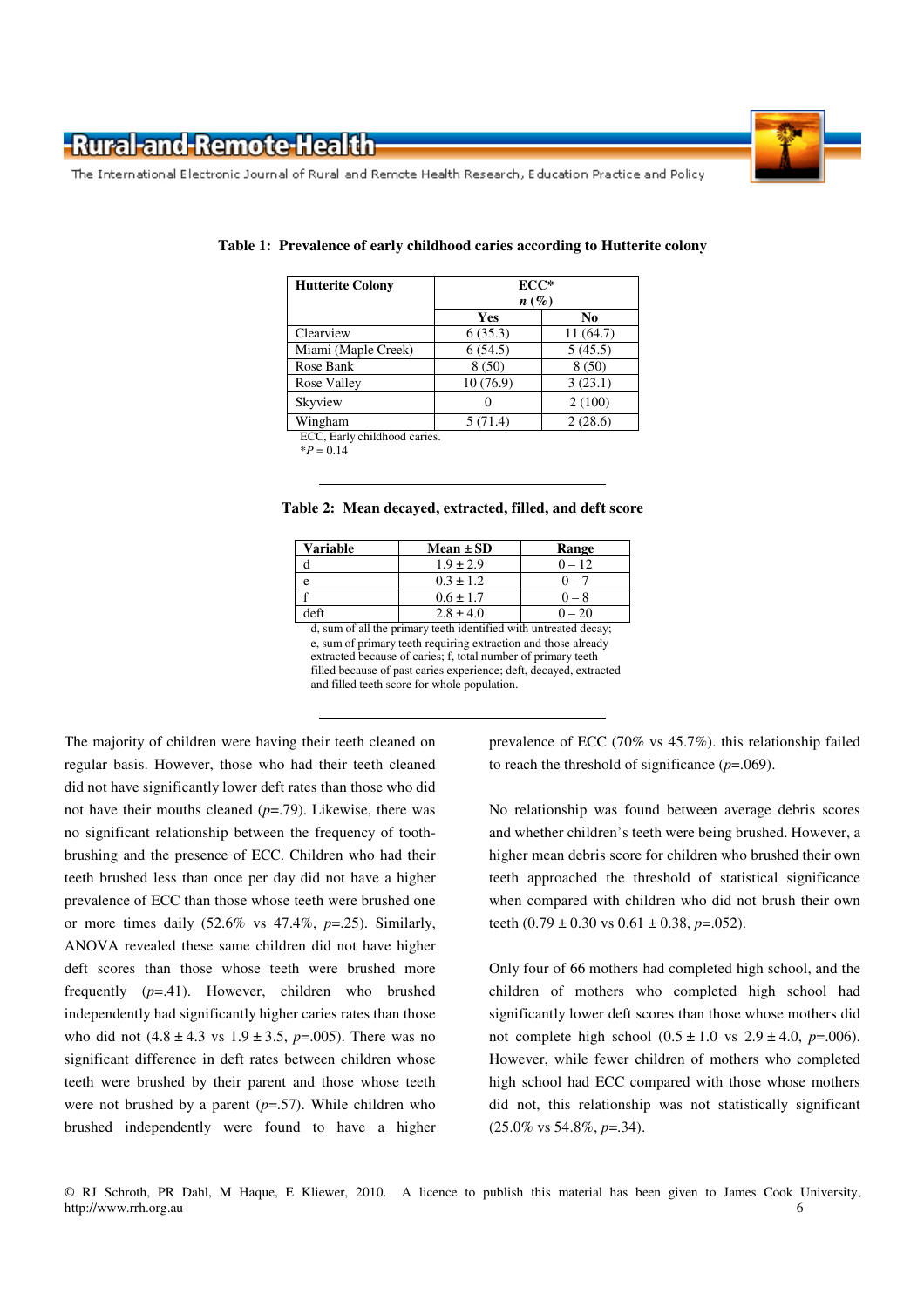**Table 1: Prevalence of early childhood caries according to Hutterite colony**

| Hutterite Colony | ECC* *n* (%) | |
|---|---|---|
| | Yes | No |
| Clearview | 6 (35.3) | 11 (64.7) |
| Miami (Maple Creek) | 6 (54.5) | 5 (45.5) |
| Rose Bank | 8 (50) | 8 (50) |
| Rose Valley | 10 (76.9) | 3 (23.1) |
| Skyview | 0 | 2 (100) |
| Wingham | 5 (71.4) | 2 (28.6) |

ECC, Early childhood caries.
\**P* = 0.14

**Table 2: Mean decayed, extracted, filled, and deft score**

| Variable | Mean ± SD | Range |
|---|---|---|
| d | 1.9 ± 2.9 | 0 – 12 |
| e | 0.3 ± 1.2 | 0 – 7 |
| f | 0.6 ± 1.7 | 0 – 8 |
| deft | 2.8 ± 4.0 | 0 – 20 |

d, sum of all the primary teeth identified with untreated decay; e, sum of primary teeth requiring extraction and those already extracted because of caries; f, total number of primary teeth filled because of past caries experience; deft, decayed, extracted and filled teeth score for whole population.

The majority of children were having their teeth cleaned on regular basis. However, those who had their teeth cleaned did not have significantly lower deft rates than those who did not have their mouths cleaned (*p*=.79). Likewise, there was no significant relationship between the frequency of tooth-brushing and the presence of ECC. Children who had their teeth brushed less than once per day did not have a higher prevalence of ECC than those whose teeth were brushed one or more times daily (52.6% vs 47.4%, *p*=.25). Similarly, ANOVA revealed these same children did not have higher deft scores than those whose teeth were brushed more frequently (*p*=.41). However, children who brushed independently had significantly higher caries rates than those who did not (4.8 ± 4.3 vs 1.9 ± 3.5, *p*=.005). There was no significant difference in deft rates between children whose teeth were brushed by their parent and those whose teeth were not brushed by a parent (*p*=.57). While children who brushed independently were found to have a higher prevalence of ECC (70% vs 45.7%). this relationship failed to reach the threshold of significance (*p*=.069).

No relationship was found between average debris scores and whether children's teeth were being brushed. However, a higher mean debris score for children who brushed their own teeth approached the threshold of statistical significance when compared with children who did not brush their own teeth (0.79 ± 0.30 vs 0.61 ± 0.38, *p*=.052).

Only four of 66 mothers had completed high school, and the children of mothers who completed high school had significantly lower deft scores than those whose mothers did not complete high school (0.5 ± 1.0 vs 2.9 ± 4.0, *p*=.006). However, while fewer children of mothers who completed high school had ECC compared with those whose mothers did not, this relationship was not statistically significant (25.0% vs 54.8%, *p*=.34).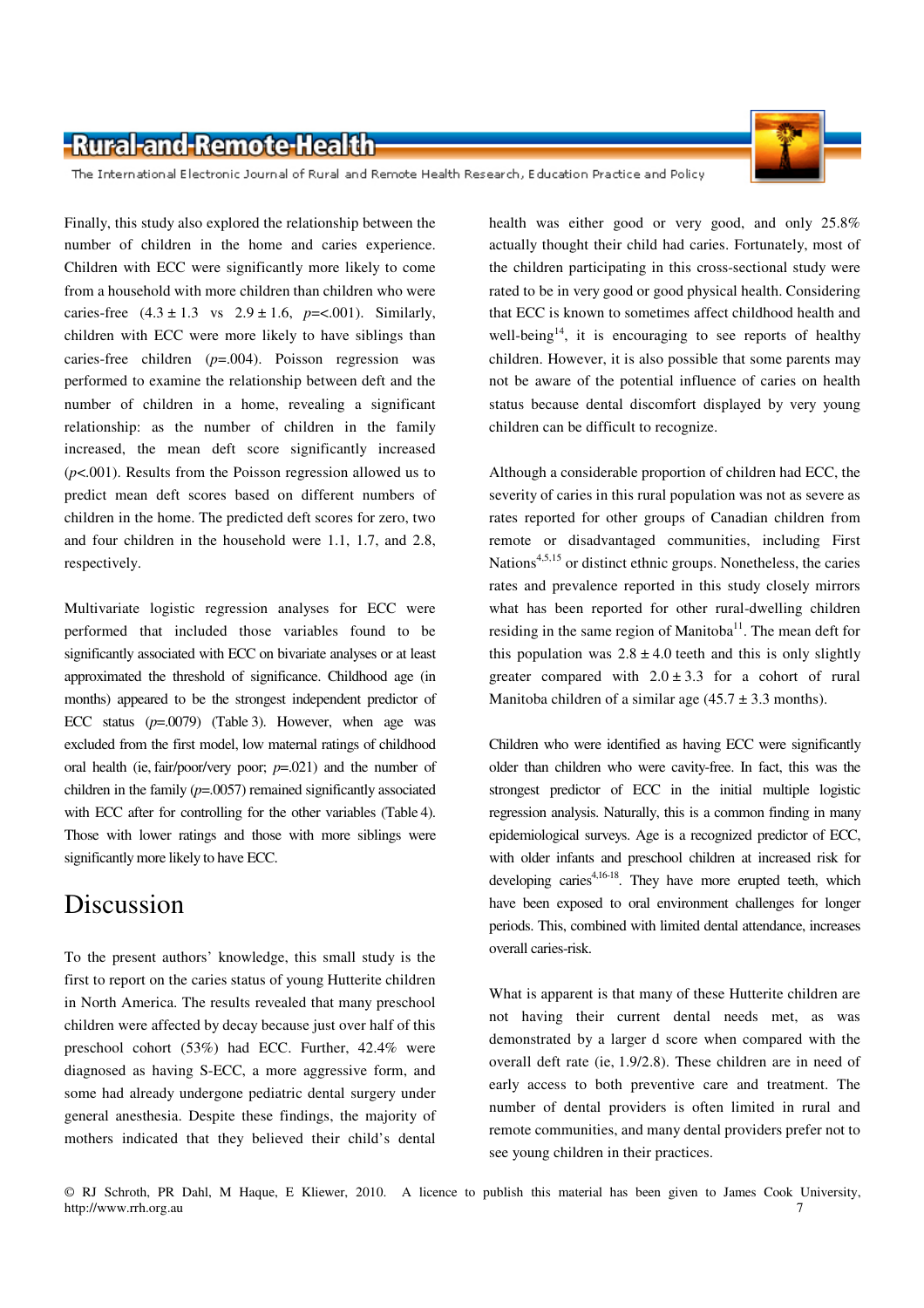Finally, this study also explored the relationship between the number of children in the home and caries experience. Children with ECC were significantly more likely to come from a household with more children than children who were caries-free ($4.3 \pm 1.3$ vs $2.9 \pm 1.6$, $p$=<.001). Similarly, children with ECC were more likely to have siblings than caries-free children ($p$=.004). Poisson regression was performed to examine the relationship between deft and the number of children in a home, revealing a significant relationship: as the number of children in the family increased, the mean deft score significantly increased ($p$<.001). Results from the Poisson regression allowed us to predict mean deft scores based on different numbers of children in the home. The predicted deft scores for zero, two and four children in the household were 1.1, 1.7, and 2.8, respectively.

Multivariate logistic regression analyses for ECC were performed that included those variables found to be significantly associated with ECC on bivariate analyses or at least approximated the threshold of significance. Childhood age (in months) appeared to be the strongest independent predictor of ECC status ($p$=.0079) (Table 3). However, when age was excluded from the first model, low maternal ratings of childhood oral health (ie, fair/poor/very poor; $p$=.021) and the number of children in the family ($p$=.0057) remained significantly associated with ECC after for controlling for the other variables (Table 4). Those with lower ratings and those with more siblings were significantly more likely to have ECC.

# Discussion

To the present authors' knowledge, this small study is the first to report on the caries status of young Hutterite children in North America. The results revealed that many preschool children were affected by decay because just over half of this preschool cohort (53%) had ECC. Further, 42.4% were diagnosed as having S-ECC, a more aggressive form, and some had already undergone pediatric dental surgery under general anesthesia. Despite these findings, the majority of mothers indicated that they believed their child's dental health was either good or very good, and only 25.8% actually thought their child had caries. Fortunately, most of the children participating in this cross-sectional study were rated to be in very good or good physical health. Considering that ECC is known to sometimes affect childhood health and well-being[14], it is encouraging to see reports of healthy children. However, it is also possible that some parents may not be aware of the potential influence of caries on health status because dental discomfort displayed by very young children can be difficult to recognize.

Although a considerable proportion of children had ECC, the severity of caries in this rural population was not as severe as rates reported for other groups of Canadian children from remote or disadvantaged communities, including First Nations[4,5,15] or distinct ethnic groups. Nonetheless, the caries rates and prevalence reported in this study closely mirrors what has been reported for other rural-dwelling children residing in the same region of Manitoba[11]. The mean deft for this population was $2.8 \pm 4.0$ teeth and this is only slightly greater compared with $2.0 \pm 3.3$ for a cohort of rural Manitoba children of a similar age ($45.7 \pm 3.3$ months).

Children who were identified as having ECC were significantly older than children who were cavity-free. In fact, this was the strongest predictor of ECC in the initial multiple logistic regression analysis. Naturally, this is a common finding in many epidemiological surveys. Age is a recognized predictor of ECC, with older infants and preschool children at increased risk for developing caries[4,16-18]. They have more erupted teeth, which have been exposed to oral environment challenges for longer periods. This, combined with limited dental attendance, increases overall caries-risk.

What is apparent is that many of these Hutterite children are not having their current dental needs met, as was demonstrated by a larger d score when compared with the overall deft rate (ie, 1.9/2.8). These children are in need of early access to both preventive care and treatment. The number of dental providers is often limited in rural and remote communities, and many dental providers prefer not to see young children in their practices.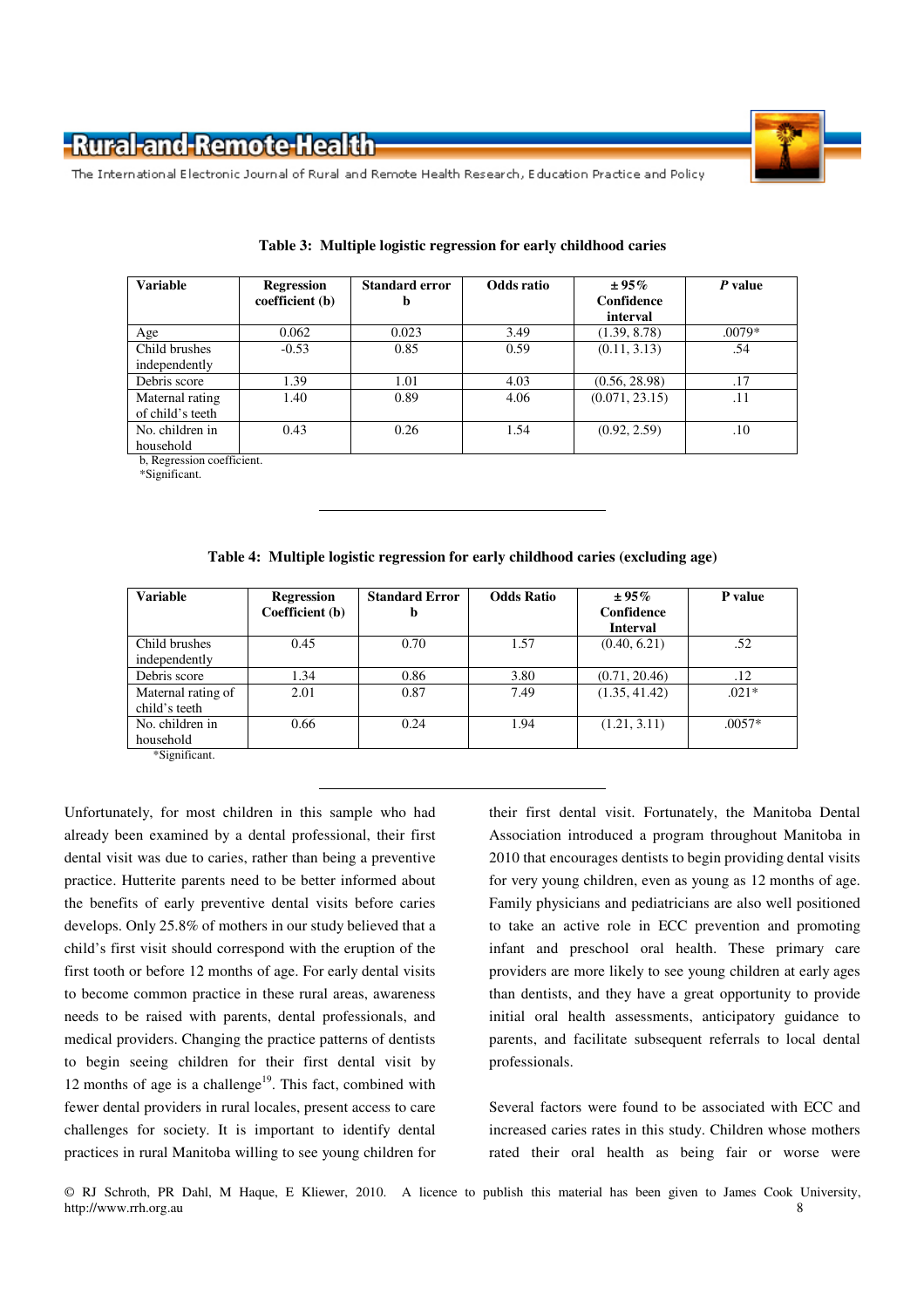**Table 3: Multiple logistic regression for early childhood caries**

| Variable | Regression coefficient (b) | Standard error b | Odds ratio | ± 95% Confidence interval | *P* value |
|---|---|---|---|---|---|
| Age | 0.062 | 0.023 | 3.49 | (1.39, 8.78) | .0079* |
| Child brushes independently | -0.53 | 0.85 | 0.59 | (0.11, 3.13) | .54 |
| Debris score | 1.39 | 1.01 | 4.03 | (0.56, 28.98) | .17 |
| Maternal rating of child's teeth | 1.40 | 0.89 | 4.06 | (0.071, 23.15) | .11 |
| No. children in household | 0.43 | 0.26 | 1.54 | (0.92, 2.59) | .10 |

b, Regression coefficient.
*Significant.

**Table 4: Multiple logistic regression for early childhood caries (excluding age)**

| Variable | Regression Coefficient (b) | Standard Error b | Odds Ratio | ± 95% Confidence Interval | P value |
|---|---|---|---|---|---|
| Child brushes independently | 0.45 | 0.70 | 1.57 | (0.40, 6.21) | .52 |
| Debris score | 1.34 | 0.86 | 3.80 | (0.71, 20.46) | .12 |
| Maternal rating of child's teeth | 2.01 | 0.87 | 7.49 | (1.35, 41.42) | .021* |
| No. children in household | 0.66 | 0.24 | 1.94 | (1.21, 3.11) | .0057* |

*Significant.

Unfortunately, for most children in this sample who had already been examined by a dental professional, their first dental visit was due to caries, rather than being a preventive practice. Hutterite parents need to be better informed about the benefits of early preventive dental visits before caries develops. Only 25.8% of mothers in our study believed that a child's first visit should correspond with the eruption of the first tooth or before 12 months of age. For early dental visits to become common practice in these rural areas, awareness needs to be raised with parents, dental professionals, and medical providers. Changing the practice patterns of dentists to begin seeing children for their first dental visit by 12 months of age is a challenge[19]. This fact, combined with fewer dental providers in rural locales, present access to care challenges for society. It is important to identify dental practices in rural Manitoba willing to see young children for their first dental visit. Fortunately, the Manitoba Dental Association introduced a program throughout Manitoba in 2010 that encourages dentists to begin providing dental visits for very young children, even as young as 12 months of age. Family physicians and pediatricians are also well positioned to take an active role in ECC prevention and promoting infant and preschool oral health. These primary care providers are more likely to see young children at early ages than dentists, and they have a great opportunity to provide initial oral health assessments, anticipatory guidance to parents, and facilitate subsequent referrals to local dental professionals.

Several factors were found to be associated with ECC and increased caries rates in this study. Children whose mothers rated their oral health as being fair or worse were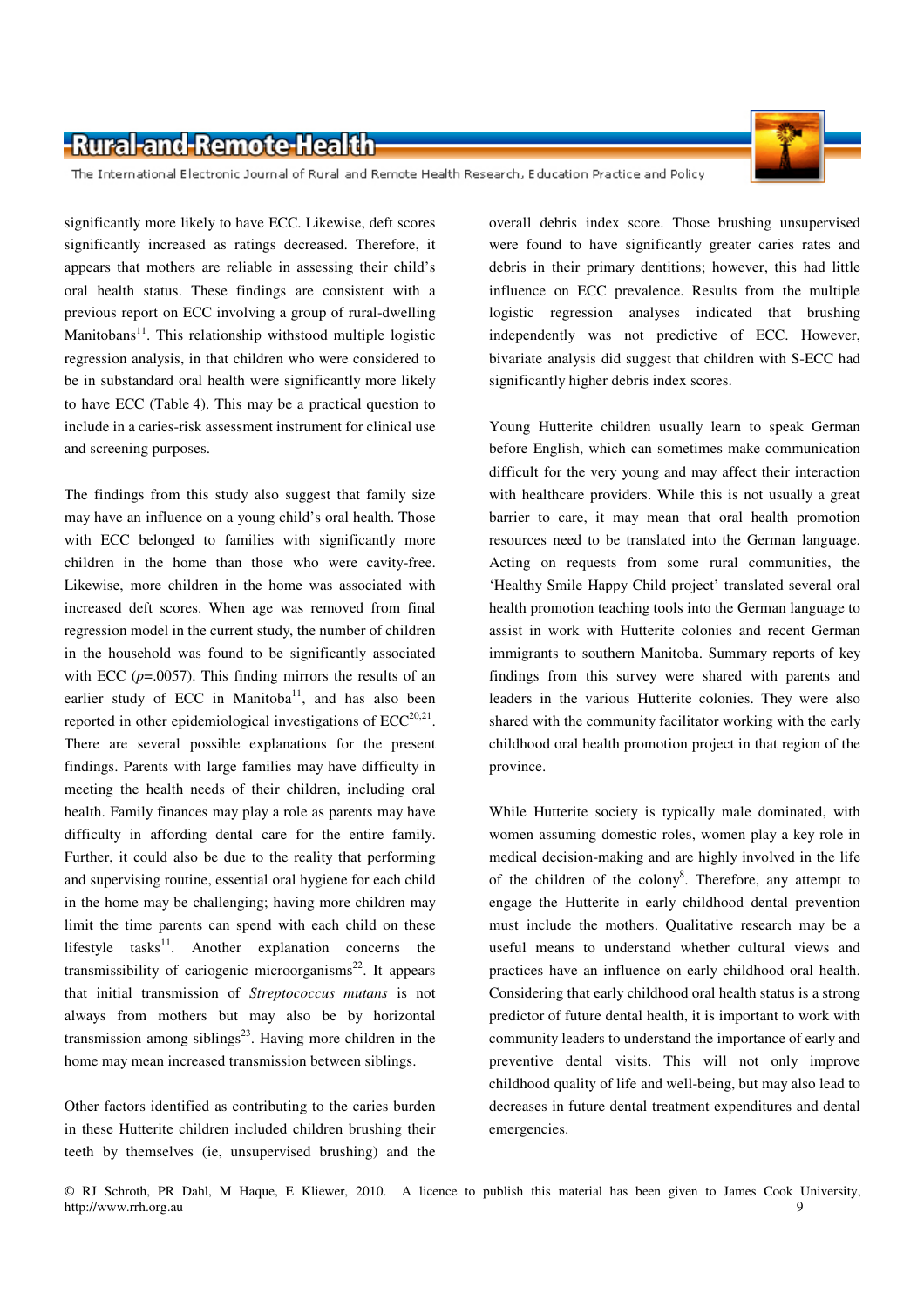significantly more likely to have ECC. Likewise, deft scores significantly increased as ratings decreased. Therefore, it appears that mothers are reliable in assessing their child's oral health status. These findings are consistent with a previous report on ECC involving a group of rural-dwelling Manitobans[11]. This relationship withstood multiple logistic regression analysis, in that children who were considered to be in substandard oral health were significantly more likely to have ECC (Table 4). This may be a practical question to include in a caries-risk assessment instrument for clinical use and screening purposes.

The findings from this study also suggest that family size may have an influence on a young child's oral health. Those with ECC belonged to families with significantly more children in the home than those who were cavity-free. Likewise, more children in the home was associated with increased deft scores. When age was removed from final regression model in the current study, the number of children in the household was found to be significantly associated with ECC ($p$=.0057). This finding mirrors the results of an earlier study of ECC in Manitoba[11], and has also been reported in other epidemiological investigations of ECC[20,21]. There are several possible explanations for the present findings. Parents with large families may have difficulty in meeting the health needs of their children, including oral health. Family finances may play a role as parents may have difficulty in affording dental care for the entire family. Further, it could also be due to the reality that performing and supervising routine, essential oral hygiene for each child in the home may be challenging; having more children may limit the time parents can spend with each child on these lifestyle tasks[11]. Another explanation concerns the transmissibility of cariogenic microorganisms[22]. It appears that initial transmission of *Streptococcus mutans* is not always from mothers but may also be by horizontal transmission among siblings[23]. Having more children in the home may mean increased transmission between siblings.

Other factors identified as contributing to the caries burden in these Hutterite children included children brushing their teeth by themselves (ie, unsupervised brushing) and the overall debris index score. Those brushing unsupervised were found to have significantly greater caries rates and debris in their primary dentitions; however, this had little influence on ECC prevalence. Results from the multiple logistic regression analyses indicated that brushing independently was not predictive of ECC. However, bivariate analysis did suggest that children with S-ECC had significantly higher debris index scores.

Young Hutterite children usually learn to speak German before English, which can sometimes make communication difficult for the very young and may affect their interaction with healthcare providers. While this is not usually a great barrier to care, it may mean that oral health promotion resources need to be translated into the German language. Acting on requests from some rural communities, the 'Healthy Smile Happy Child project' translated several oral health promotion teaching tools into the German language to assist in work with Hutterite colonies and recent German immigrants to southern Manitoba. Summary reports of key findings from this survey were shared with parents and leaders in the various Hutterite colonies. They were also shared with the community facilitator working with the early childhood oral health promotion project in that region of the province.

While Hutterite society is typically male dominated, with women assuming domestic roles, women play a key role in medical decision-making and are highly involved in the life of the children of the colony[8]. Therefore, any attempt to engage the Hutterite in early childhood dental prevention must include the mothers. Qualitative research may be a useful means to understand whether cultural views and practices have an influence on early childhood oral health. Considering that early childhood oral health status is a strong predictor of future dental health, it is important to work with community leaders to understand the importance of early and preventive dental visits. This will not only improve childhood quality of life and well-being, but may also lead to decreases in future dental treatment expenditures and dental emergencies.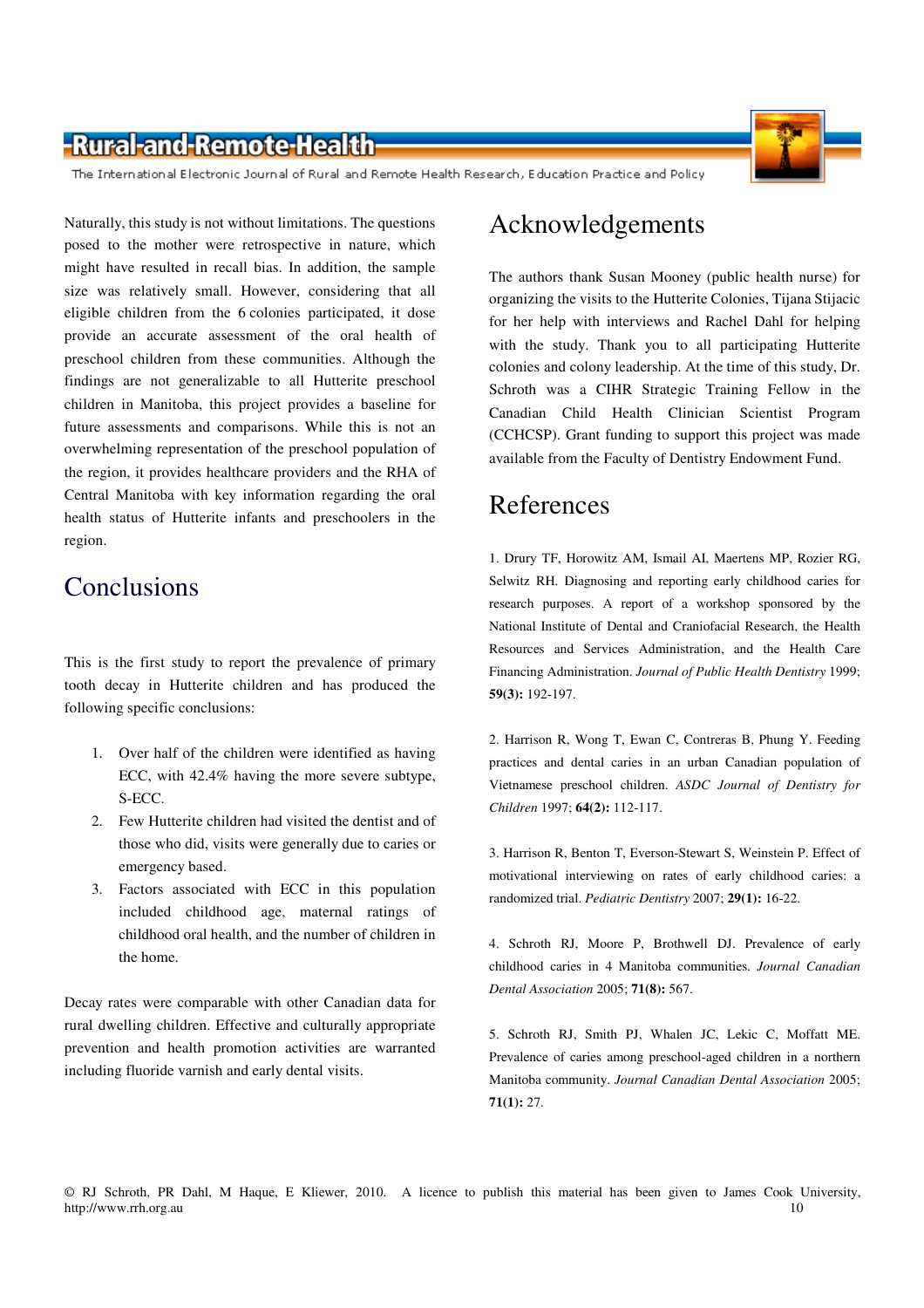Naturally, this study is not without limitations. The questions posed to the mother were retrospective in nature, which might have resulted in recall bias. In addition, the sample size was relatively small. However, considering that all eligible children from the 6 colonies participated, it dose provide an accurate assessment of the oral health of preschool children from these communities. Although the findings are not generalizable to all Hutterite preschool children in Manitoba, this project provides a baseline for future assessments and comparisons. While this is not an overwhelming representation of the preschool population of the region, it provides healthcare providers and the RHA of Central Manitoba with key information regarding the oral health status of Hutterite infants and preschoolers in the region.

## Conclusions

This is the first study to report the prevalence of primary tooth decay in Hutterite children and has produced the following specific conclusions:

1. Over half of the children were identified as having ECC, with 42.4% having the more severe subtype, S-ECC.
2. Few Hutterite children had visited the dentist and of those who did, visits were generally due to caries or emergency based.
3. Factors associated with ECC in this population included childhood age, maternal ratings of childhood oral health, and the number of children in the home.

Decay rates were comparable with other Canadian data for rural dwelling children. Effective and culturally appropriate prevention and health promotion activities are warranted including fluoride varnish and early dental visits.

## Acknowledgements

The authors thank Susan Mooney (public health nurse) for organizing the visits to the Hutterite Colonies, Tijana Stijacic for her help with interviews and Rachel Dahl for helping with the study. Thank you to all participating Hutterite colonies and colony leadership. At the time of this study, Dr. Schroth was a CIHR Strategic Training Fellow in the Canadian Child Health Clinician Scientist Program (CCHCSP). Grant funding to support this project was made available from the Faculty of Dentistry Endowment Fund.

## References

1. Drury TF, Horowitz AM, Ismail AI, Maertens MP, Rozier RG, Selwitz RH. Diagnosing and reporting early childhood caries for research purposes. A report of a workshop sponsored by the National Institute of Dental and Craniofacial Research, the Health Resources and Services Administration, and the Health Care Financing Administration. *Journal of Public Health Dentistry* 1999; **59(3):** 192-197.

2. Harrison R, Wong T, Ewan C, Contreras B, Phung Y. Feeding practices and dental caries in an urban Canadian population of Vietnamese preschool children. *ASDC Journal of Dentistry for Children* 1997; **64(2):** 112-117.

3. Harrison R, Benton T, Everson-Stewart S, Weinstein P. Effect of motivational interviewing on rates of early childhood caries: a randomized trial. *Pediatric Dentistry* 2007; **29(1):** 16-22.

4. Schroth RJ, Moore P, Brothwell DJ. Prevalence of early childhood caries in 4 Manitoba communities. *Journal Canadian Dental Association* 2005; **71(8):** 567.

5. Schroth RJ, Smith PJ, Whalen JC, Lekic C, Moffatt ME. Prevalence of caries among preschool-aged children in a northern Manitoba community. *Journal Canadian Dental Association* 2005; **71(1):** 27.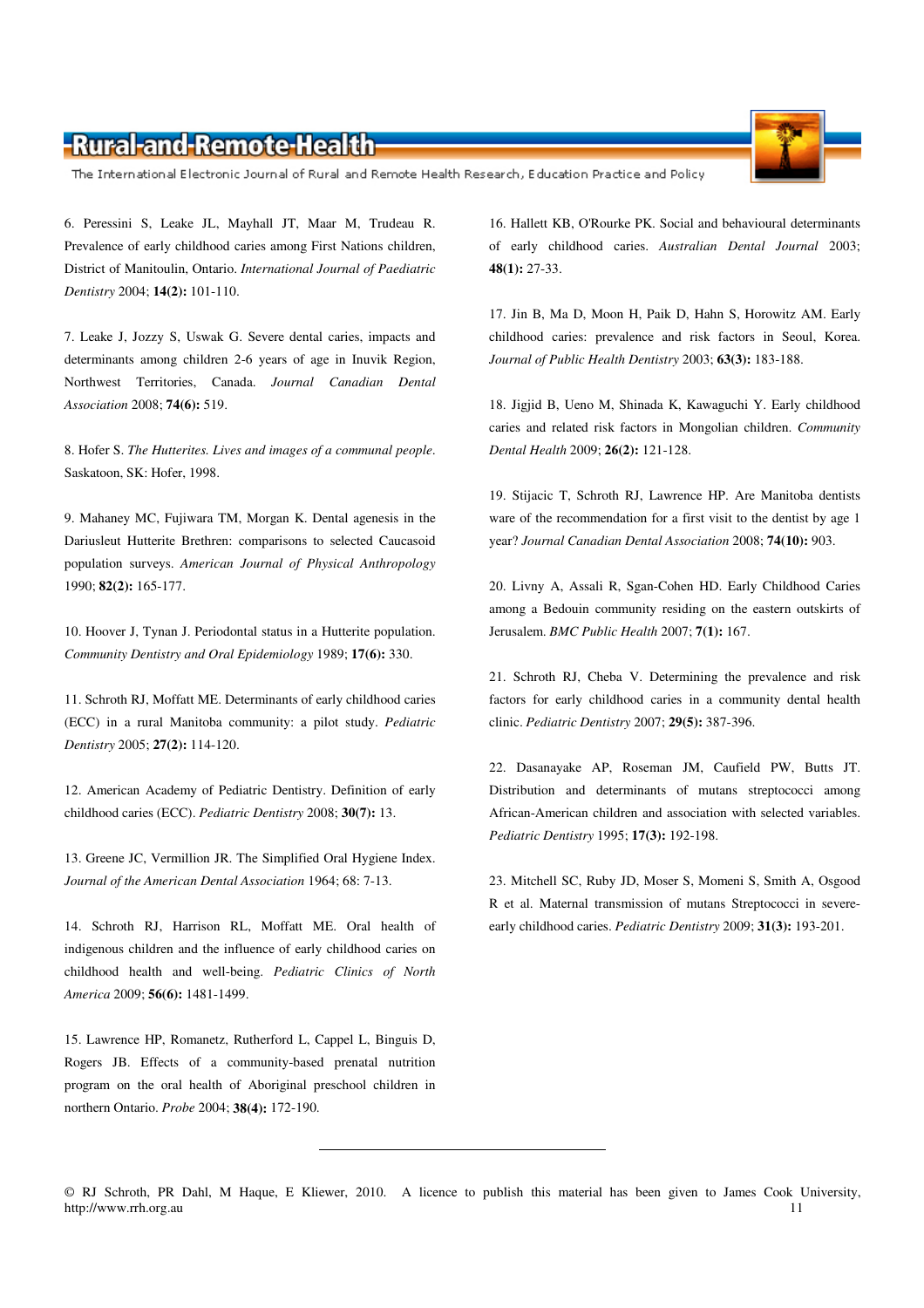6. Peressini S, Leake JL, Mayhall JT, Maar M, Trudeau R. Prevalence of early childhood caries among First Nations children, District of Manitoulin, Ontario. *International Journal of Paediatric Dentistry* 2004; **14(2):** 101-110.

7. Leake J, Jozzy S, Uswak G. Severe dental caries, impacts and determinants among children 2-6 years of age in Inuvik Region, Northwest Territories, Canada. *Journal Canadian Dental Association* 2008; **74(6):** 519.

8. Hofer S. *The Hutterites. Lives and images of a communal people*. Saskatoon, SK: Hofer, 1998.

9. Mahaney MC, Fujiwara TM, Morgan K. Dental agenesis in the Dariusleut Hutterite Brethren: comparisons to selected Caucasoid population surveys. *American Journal of Physical Anthropology* 1990; **82(2):** 165-177.

10. Hoover J, Tynan J. Periodontal status in a Hutterite population. *Community Dentistry and Oral Epidemiology* 1989; **17(6):** 330.

11. Schroth RJ, Moffatt ME. Determinants of early childhood caries (ECC) in a rural Manitoba community: a pilot study. *Pediatric Dentistry* 2005; **27(2):** 114-120.

12. American Academy of Pediatric Dentistry. Definition of early childhood caries (ECC). *Pediatric Dentistry* 2008; **30(7):** 13.

13. Greene JC, Vermillion JR. The Simplified Oral Hygiene Index. *Journal of the American Dental Association* 1964; 68: 7-13.

14. Schroth RJ, Harrison RL, Moffatt ME. Oral health of indigenous children and the influence of early childhood caries on childhood health and well-being. *Pediatric Clinics of North America* 2009; **56(6):** 1481-1499.

15. Lawrence HP, Romanetz, Rutherford L, Cappel L, Binguis D, Rogers JB. Effects of a community-based prenatal nutrition program on the oral health of Aboriginal preschool children in northern Ontario. *Probe* 2004; **38(4):** 172-190.

16. Hallett KB, O'Rourke PK. Social and behavioural determinants of early childhood caries. *Australian Dental Journal* 2003; **48(1):** 27-33.

17. Jin B, Ma D, Moon H, Paik D, Hahn S, Horowitz AM. Early childhood caries: prevalence and risk factors in Seoul, Korea. *Journal of Public Health Dentistry* 2003; **63(3):** 183-188.

18. Jigjid B, Ueno M, Shinada K, Kawaguchi Y. Early childhood caries and related risk factors in Mongolian children. *Community Dental Health* 2009; **26(2):** 121-128.

19. Stijacic T, Schroth RJ, Lawrence HP. Are Manitoba dentists ware of the recommendation for a first visit to the dentist by age 1 year? *Journal Canadian Dental Association* 2008; **74(10):** 903.

20. Livny A, Assali R, Sgan-Cohen HD. Early Childhood Caries among a Bedouin community residing on the eastern outskirts of Jerusalem. *BMC Public Health* 2007; **7(1):** 167.

21. Schroth RJ, Cheba V. Determining the prevalence and risk factors for early childhood caries in a community dental health clinic. *Pediatric Dentistry* 2007; **29(5):** 387-396.

22. Dasanayake AP, Roseman JM, Caufield PW, Butts JT. Distribution and determinants of mutans streptococci among African-American children and association with selected variables. *Pediatric Dentistry* 1995; **17(3):** 192-198.

23. Mitchell SC, Ruby JD, Moser S, Momeni S, Smith A, Osgood R et al. Maternal transmission of mutans Streptococci in severe-early childhood caries. *Pediatric Dentistry* 2009; **31(3):** 193-201.

© RJ Schroth, PR Dahl, M Haque, E Kliewer, 2010. A licence to publish this material has been given to James Cook University, http://www.rrh.org.au